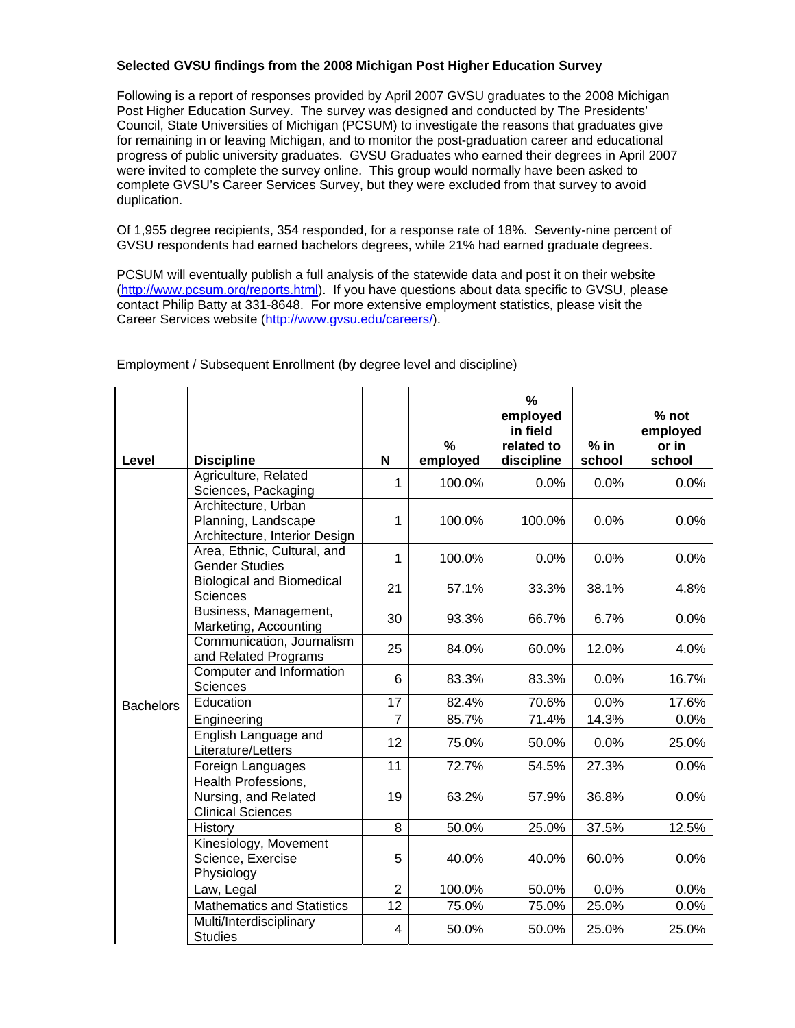**Selected GVSU findings from the 2008 Michigan Post Higher Education Survey**

Following is a report of responses provided by April 2007 GVSU graduates to the 2008 Michigan Post Higher Education Survey. The survey was designed and conducted by The Presidents' Council, State Universities of Michigan (PCSUM) to investigate the reasons that graduates give for remaining in or leaving Michigan, and to monitor the post-graduation career and educational progress of public university graduates. GVSU Graduates who earned their degrees in April 2007 were invited to complete the survey online. This group would normally have been asked to complete GVSU's Career Services Survey, but they were excluded from that survey to avoid duplication.

Of 1,955 degree recipients, 354 responded, for a response rate of 18%. Seventy-nine percent of GVSU respondents had earned bachelors degrees, while 21% had earned graduate degrees.

PCSUM will eventually publish a full analysis of the statewide data and post it on their website (http://www.pcsum.org/reports.html). If you have questions about data specific to GVSU, please contact Philip Batty at 331-8648. For more extensive employment statistics, please visit the Career Services website (http://www.gvsu.edu/careers/).

Employment / Subsequent Enrollment (by degree level and discipline)

| Level | Discipline | N | % employed | % employed in field related to discipline | % in school | % not employed or in school |
|---|---|---|---|---|---|---|
| Bachelors | Agriculture, Related Sciences, Packaging | 1 | 100.0% | 0.0% | 0.0% | 0.0% |
| | Architecture, Urban Planning, Landscape Architecture, Interior Design | 1 | 100.0% | 100.0% | 0.0% | 0.0% |
| | Area, Ethnic, Cultural, and Gender Studies | 1 | 100.0% | 0.0% | 0.0% | 0.0% |
| | Biological and Biomedical Sciences | 21 | 57.1% | 33.3% | 38.1% | 4.8% |
| | Business, Management, Marketing, Accounting | 30 | 93.3% | 66.7% | 6.7% | 0.0% |
| | Communication, Journalism and Related Programs | 25 | 84.0% | 60.0% | 12.0% | 4.0% |
| | Computer and Information Sciences | 6 | 83.3% | 83.3% | 0.0% | 16.7% |
| | Education | 17 | 82.4% | 70.6% | 0.0% | 17.6% |
| | Engineering | 7 | 85.7% | 71.4% | 14.3% | 0.0% |
| | English Language and Literature/Letters | 12 | 75.0% | 50.0% | 0.0% | 25.0% |
| | Foreign Languages | 11 | 72.7% | 54.5% | 27.3% | 0.0% |
| | Health Professions, Nursing, and Related Clinical Sciences | 19 | 63.2% | 57.9% | 36.8% | 0.0% |
| | History | 8 | 50.0% | 25.0% | 37.5% | 12.5% |
| | Kinesiology, Movement Science, Exercise Physiology | 5 | 40.0% | 40.0% | 60.0% | 0.0% |
| | Law, Legal | 2 | 100.0% | 50.0% | 0.0% | 0.0% |
| | Mathematics and Statistics | 12 | 75.0% | 75.0% | 25.0% | 0.0% |
| | Multi/Interdisciplinary Studies | 4 | 50.0% | 50.0% | 25.0% | 25.0% |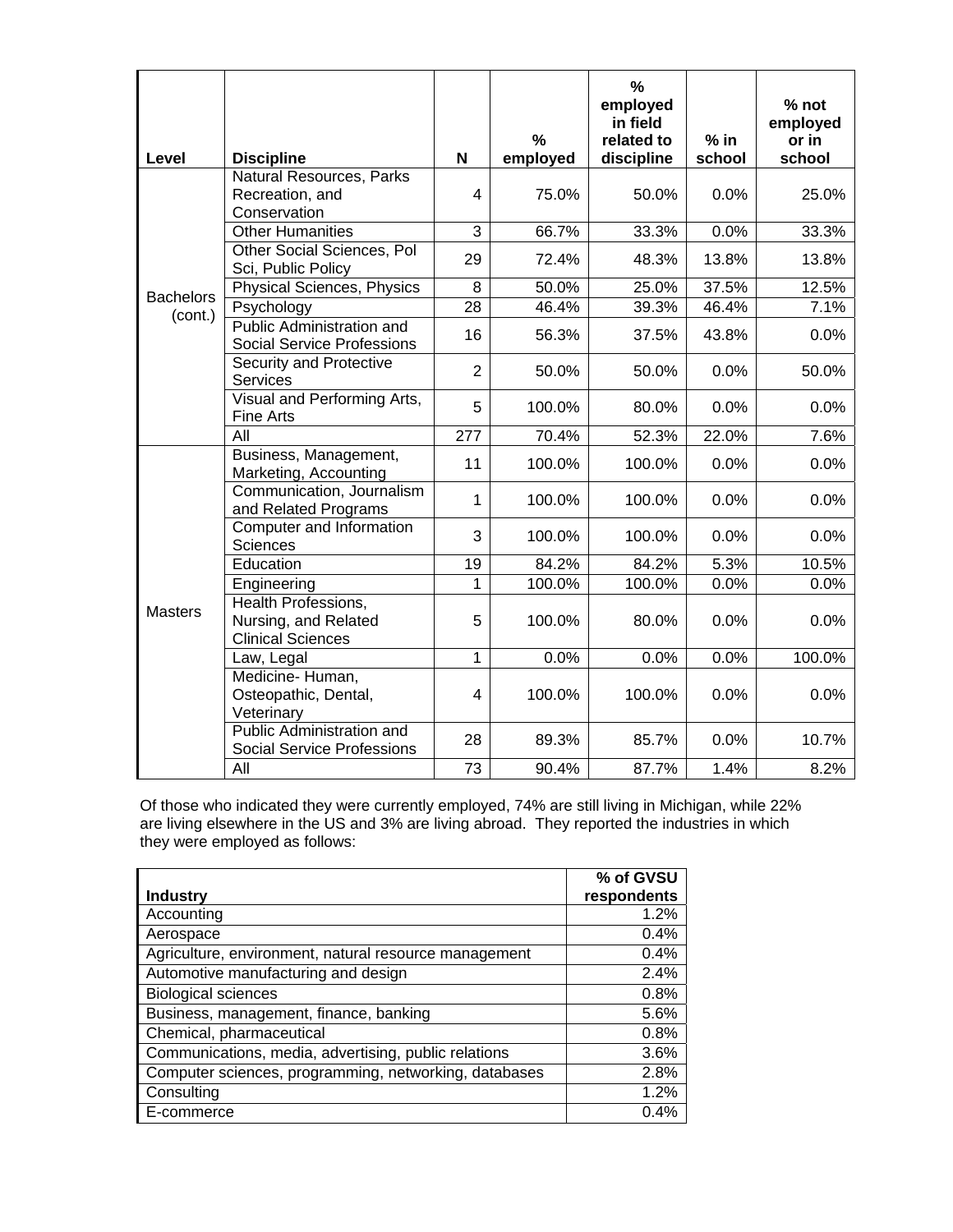| Level | Discipline | N | % employed | % employed in field related to discipline | % in school | % not employed or in school |
|---|---|---|---|---|---|---|
| Bachelors (cont.) | Natural Resources, Parks Recreation, and Conservation | 4 | 75.0% | 50.0% | 0.0% | 25.0% |
| | Other Humanities | 3 | 66.7% | 33.3% | 0.0% | 33.3% |
| | Other Social Sciences, Pol Sci, Public Policy | 29 | 72.4% | 48.3% | 13.8% | 13.8% |
| | Physical Sciences, Physics | 8 | 50.0% | 25.0% | 37.5% | 12.5% |
| | Psychology | 28 | 46.4% | 39.3% | 46.4% | 7.1% |
| | Public Administration and Social Service Professions | 16 | 56.3% | 37.5% | 43.8% | 0.0% |
| | Security and Protective Services | 2 | 50.0% | 50.0% | 0.0% | 50.0% |
| | Visual and Performing Arts, Fine Arts | 5 | 100.0% | 80.0% | 0.0% | 0.0% |
| | All | 277 | 70.4% | 52.3% | 22.0% | 7.6% |
| Masters | Business, Management, Marketing, Accounting | 11 | 100.0% | 100.0% | 0.0% | 0.0% |
| | Communication, Journalism and Related Programs | 1 | 100.0% | 100.0% | 0.0% | 0.0% |
| | Computer and Information Sciences | 3 | 100.0% | 100.0% | 0.0% | 0.0% |
| | Education | 19 | 84.2% | 84.2% | 5.3% | 10.5% |
| | Engineering | 1 | 100.0% | 100.0% | 0.0% | 0.0% |
| | Health Professions, Nursing, and Related Clinical Sciences | 5 | 100.0% | 80.0% | 0.0% | 0.0% |
| | Law, Legal | 1 | 0.0% | 0.0% | 0.0% | 100.0% |
| | Medicine- Human, Osteopathic, Dental, Veterinary | 4 | 100.0% | 100.0% | 0.0% | 0.0% |
| | Public Administration and Social Service Professions | 28 | 89.3% | 85.7% | 0.0% | 10.7% |
| | All | 73 | 90.4% | 87.7% | 1.4% | 8.2% |

Of those who indicated they were currently employed, 74% are still living in Michigan, while 22% are living elsewhere in the US and 3% are living abroad. They reported the industries in which they were employed as follows:

| Industry | % of GVSU respondents |
|---|---|
| Accounting | 1.2% |
| Aerospace | 0.4% |
| Agriculture, environment, natural resource management | 0.4% |
| Automotive manufacturing and design | 2.4% |
| Biological sciences | 0.8% |
| Business, management, finance, banking | 5.6% |
| Chemical, pharmaceutical | 0.8% |
| Communications, media, advertising, public relations | 3.6% |
| Computer sciences, programming, networking, databases | 2.8% |
| Consulting | 1.2% |
| E-commerce | 0.4% |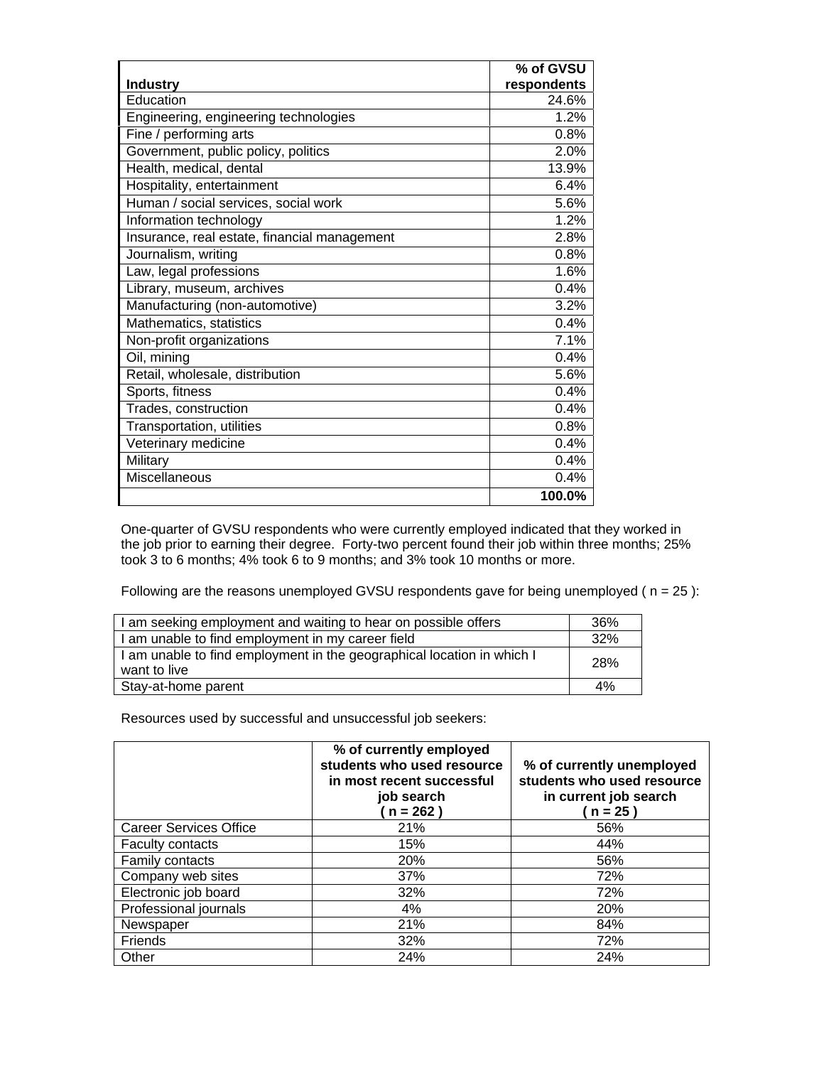| Industry | % of GVSU respondents |
|---|---|
| Education | 24.6% |
| Engineering, engineering technologies | 1.2% |
| Fine / performing arts | 0.8% |
| Government, public policy, politics | 2.0% |
| Health, medical, dental | 13.9% |
| Hospitality, entertainment | 6.4% |
| Human / social services, social work | 5.6% |
| Information technology | 1.2% |
| Insurance, real estate, financial management | 2.8% |
| Journalism, writing | 0.8% |
| Law, legal professions | 1.6% |
| Library, museum, archives | 0.4% |
| Manufacturing (non-automotive) | 3.2% |
| Mathematics, statistics | 0.4% |
| Non-profit organizations | 7.1% |
| Oil, mining | 0.4% |
| Retail, wholesale, distribution | 5.6% |
| Sports, fitness | 0.4% |
| Trades, construction | 0.4% |
| Transportation, utilities | 0.8% |
| Veterinary medicine | 0.4% |
| Military | 0.4% |
| Miscellaneous | 0.4% |
| | **100.0%** |

One-quarter of GVSU respondents who were currently employed indicated that they worked in the job prior to earning their degree. Forty-two percent found their job within three months; 25% took 3 to 6 months; 4% took 6 to 9 months; and 3% took 10 months or more.

Following are the reasons unemployed GVSU respondents gave for being unemployed ( n = 25 ):

| | |
|---|---|
| I am seeking employment and waiting to hear on possible offers | 36% |
| I am unable to find employment in my career field | 32% |
| I am unable to find employment in the geographical location in which I want to live | 28% |
| Stay-at-home parent | 4% |

Resources used by successful and unsuccessful job seekers:

| | % of currently employed students who used resource in most recent successful job search ( n = 262 ) | % of currently unemployed students who used resource in current job search ( n = 25 ) |
|---|---|---|
| Career Services Office | 21% | 56% |
| Faculty contacts | 15% | 44% |
| Family contacts | 20% | 56% |
| Company web sites | 37% | 72% |
| Electronic job board | 32% | 72% |
| Professional journals | 4% | 20% |
| Newspaper | 21% | 84% |
| Friends | 32% | 72% |
| Other | 24% | 24% |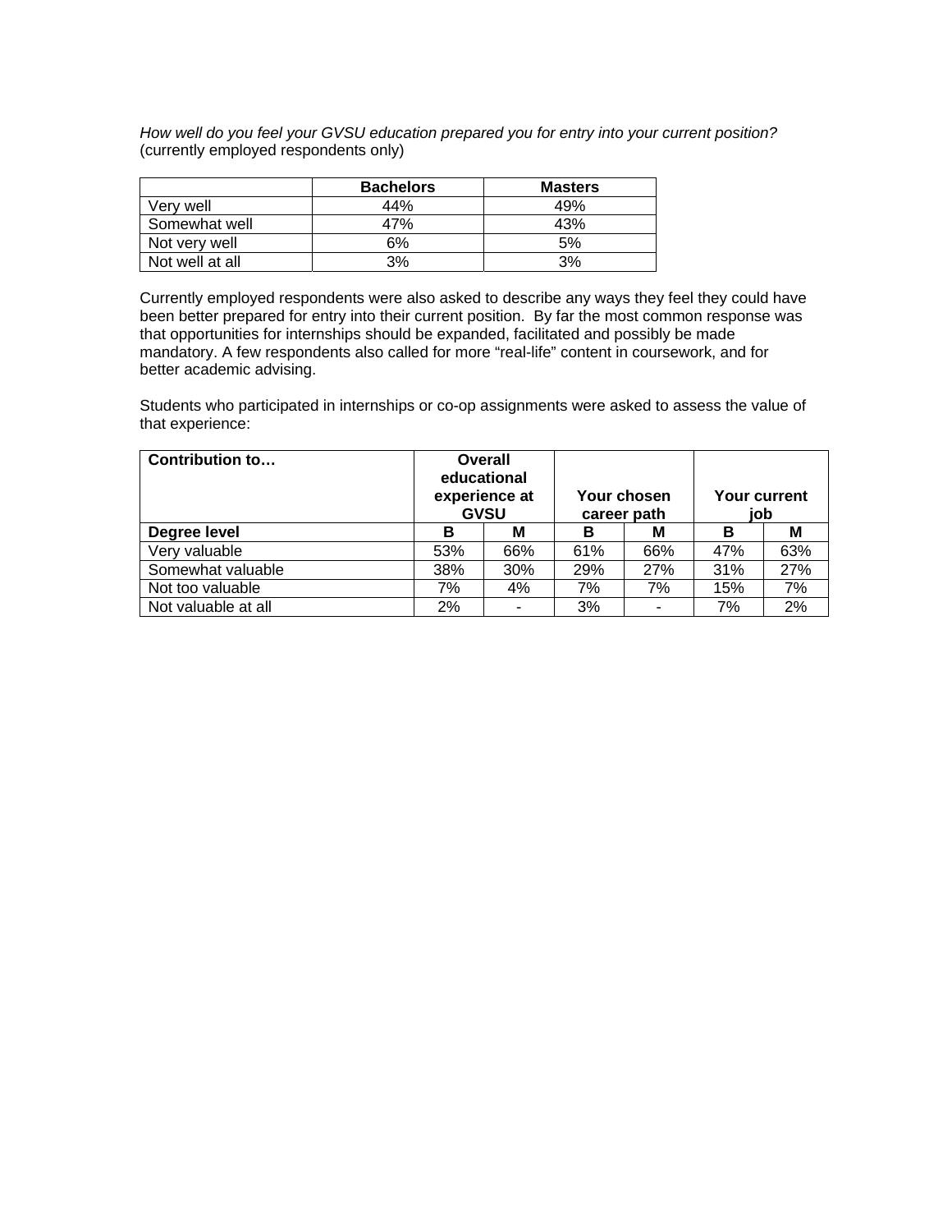*How well do you feel your GVSU education prepared you for entry into your current position?* (currently employed respondents only)

| | Bachelors | Masters |
|---|---|---|
| Very well | 44% | 49% |
| Somewhat well | 47% | 43% |
| Not very well | 6% | 5% |
| Not well at all | 3% | 3% |

Currently employed respondents were also asked to describe any ways they feel they could have been better prepared for entry into their current position. By far the most common response was that opportunities for internships should be expanded, facilitated and possibly be made mandatory. A few respondents also called for more "real-life" content in coursework, and for better academic advising.

Students who participated in internships or co-op assignments were asked to assess the value of that experience:

| **Contribution to…** | **Overall educational experience at GVSU** | | **Your chosen career path** | | **Your current job** | |
|---|---|---|---|---|---|---|
| **Degree level** | **B** | **M** | **B** | **M** | **B** | **M** |
| Very valuable | 53% | 66% | 61% | 66% | 47% | 63% |
| Somewhat valuable | 38% | 30% | 29% | 27% | 31% | 27% |
| Not too valuable | 7% | 4% | 7% | 7% | 15% | 7% |
| Not valuable at all | 2% | - | 3% | - | 7% | 2% |